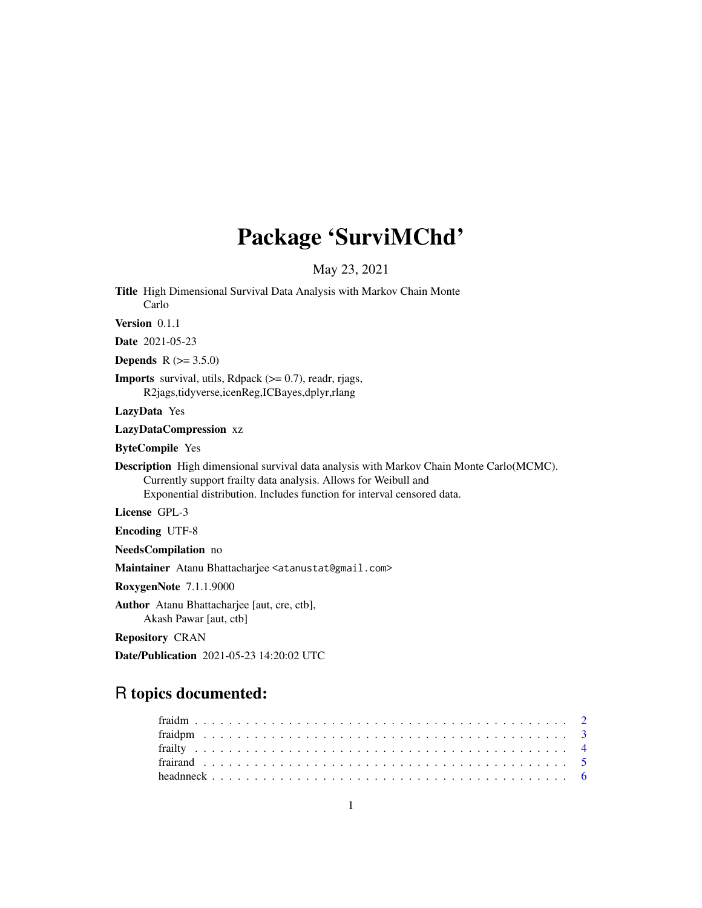# Package 'SurviMChd'

May 23, 2021

**Title** High Dimensional Survival Data Analysis with Markov Chain Monte Carlo

**Version** 0.1.1

**Date** 2021-05-23

**Depends** R (>= 3.5.0)

**Imports** survival, utils, Rdpack (>= 0.7), readr, rjags, R2jags,tidyverse,icenReg,ICBayes,dplyr,rlang

**LazyData** Yes

**LazyDataCompression** xz

**ByteCompile** Yes

**Description** High dimensional survival data analysis with Markov Chain Monte Carlo(MCMC). Currently support frailty data analysis. Allows for Weibull and Exponential distribution. Includes function for interval censored data.

**License** GPL-3

**Encoding** UTF-8

**NeedsCompilation** no

**Maintainer** Atanu Bhattacharjee <atanustat@gmail.com>

**RoxygenNote** 7.1.1.9000

**Author** Atanu Bhattacharjee [aut, cre, ctb], Akash Pawar [aut, ctb]

**Repository** CRAN

**Date/Publication** 2021-05-23 14:20:02 UTC

## R topics documented:

| | |
|---|---|
| fraidm | 2 |
| fraidpm | 3 |
| frailty | 4 |
| fairand | 5 |
| headnneck | 6 |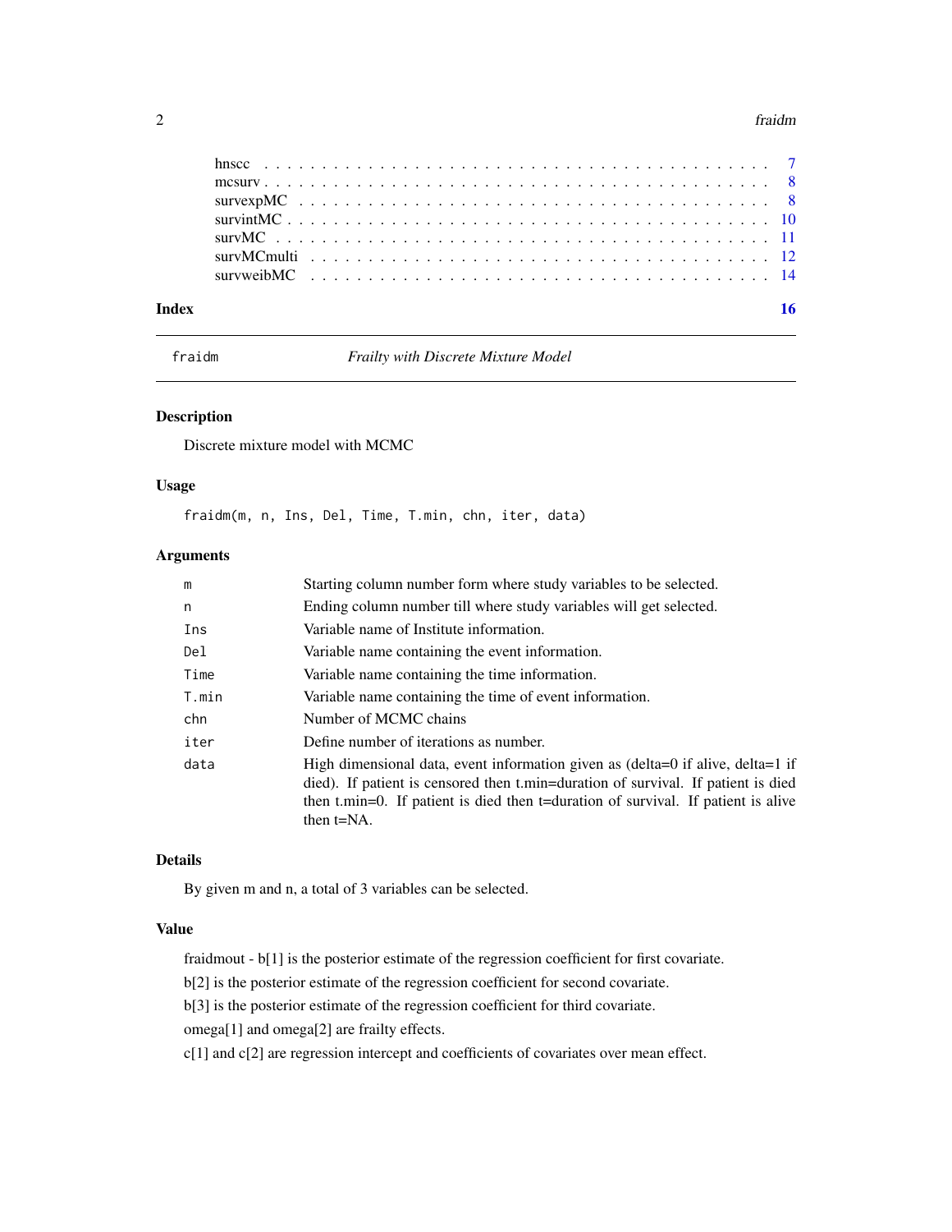| | |
|---|---|
| hnscc | 7 |
| mcsurv | 8 |
| survexpMC | 8 |
| survintMC | 10 |
| survMC | 11 |
| survMCmulti | 12 |
| survweibMC | 14 |

**Index** **16**

---

`fraidm` *Frailty with Discrete Mixture Model*

---

### Description

Discrete mixture model with MCMC

### Usage

```
fraidm(m, n, Ins, Del, Time, T.min, chn, iter, data)
```

### Arguments

| | |
|---|---|
| `m` | Starting column number form where study variables to be selected. |
| `n` | Ending column number till where study variables will get selected. |
| `Ins` | Variable name of Institute information. |
| `Del` | Variable name containing the event information. |
| `Time` | Variable name containing the time information. |
| `T.min` | Variable name containing the time of event information. |
| `chn` | Number of MCMC chains |
| `iter` | Define number of iterations as number. |
| `data` | High dimensional data, event information given as (delta=0 if alive, delta=1 if died). If patient is censored then t.min=duration of survival. If patient is died then t.min=0. If patient is died then t=duration of survival. If patient is alive then t=NA. |

### Details

By given m and n, a total of 3 variables can be selected.

### Value

fraidmout - b[1] is the posterior estimate of the regression coefficient for first covariate.

b[2] is the posterior estimate of the regression coefficient for second covariate.

b[3] is the posterior estimate of the regression coefficient for third covariate.

omega[1] and omega[2] are frailty effects.

c[1] and c[2] are regression intercept and coefficients of covariates over mean effect.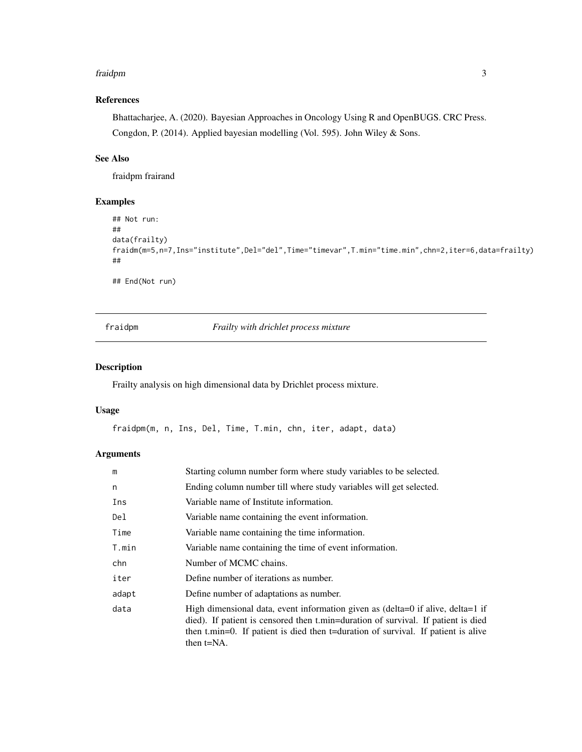### References

Bhattacharjee, A. (2020). Bayesian Approaches in Oncology Using R and OpenBUGS. CRC Press.

Congdon, P. (2014). Applied bayesian modelling (Vol. 595). John Wiley & Sons.

### See Also

fraidpm frairand

### Examples

```
## Not run:
##
data(frailty)
fraidm(m=5,n=7,Ins="institute",Del="del",Time="timevar",T.min="time.min",chn=2,iter=6,data=frailty)
##

## End(Not run)
```

---

## fraidpm — *Frailty with drichlet process mixture*

---

### Description

Frailty analysis on high dimensional data by Drichlet process mixture.

### Usage

```
fraidpm(m, n, Ins, Del, Time, T.min, chn, iter, adapt, data)
```

### Arguments

| Argument | Description |
|---|---|
| m | Starting column number form where study variables to be selected. |
| n | Ending column number till where study variables will get selected. |
| Ins | Variable name of Institute information. |
| Del | Variable name containing the event information. |
| Time | Variable name containing the time information. |
| T.min | Variable name containing the time of event information. |
| chn | Number of MCMC chains. |
| iter | Define number of iterations as number. |
| adapt | Define number of adaptations as number. |
| data | High dimensional data, event information given as (delta=0 if alive, delta=1 if died). If patient is censored then t.min=duration of survival. If patient is died then t.min=0. If patient is died then t=duration of survival. If patient is alive then t=NA. |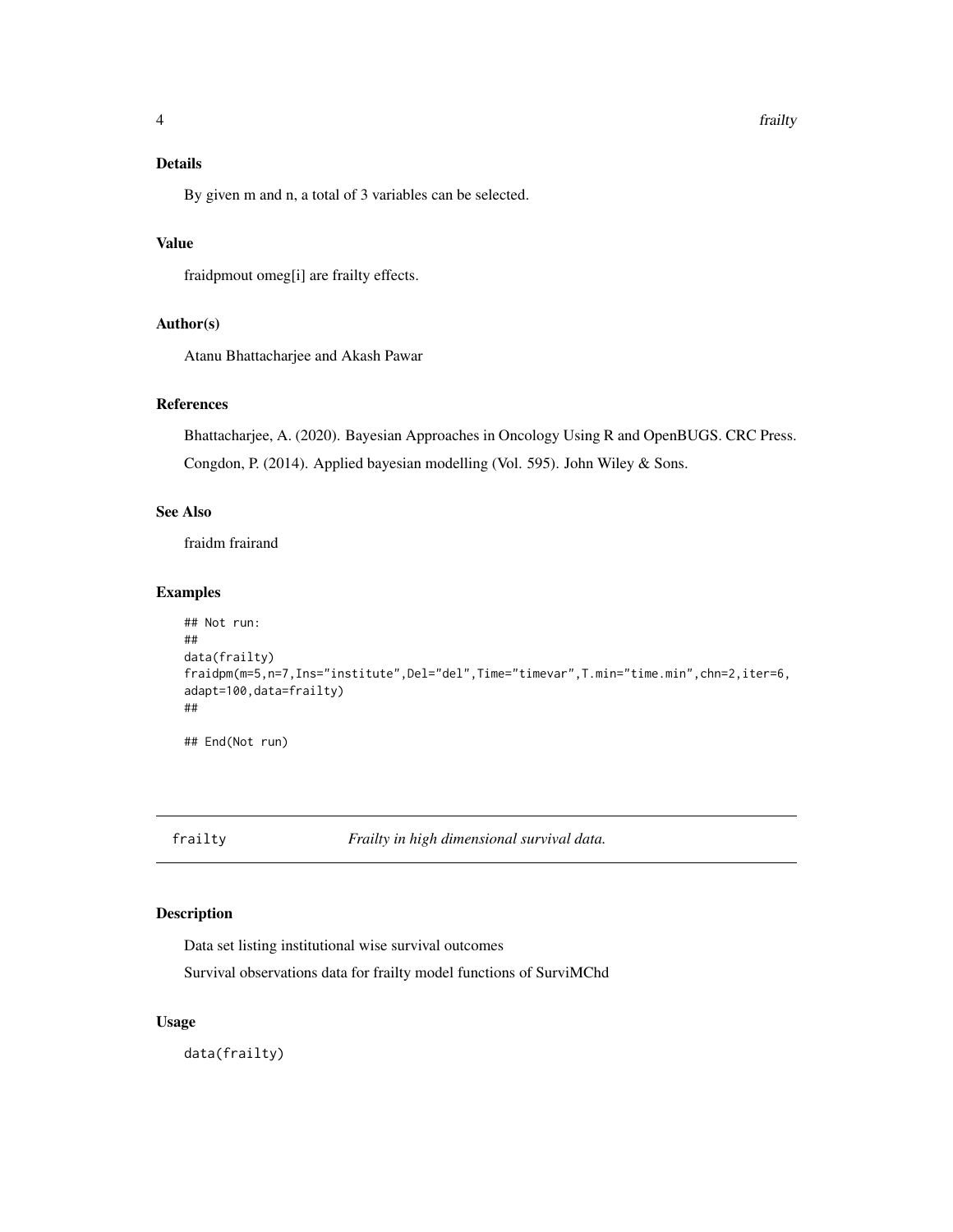### Details

By given m and n, a total of 3 variables can be selected.

### Value

fraidpmout omeg[i] are frailty effects.

### Author(s)

Atanu Bhattacharjee and Akash Pawar

### References

Bhattacharjee, A. (2020). Bayesian Approaches in Oncology Using R and OpenBUGS. CRC Press.

Congdon, P. (2014). Applied bayesian modelling (Vol. 595). John Wiley & Sons.

### See Also

fraidm frairand

### Examples

```
## Not run:
##
data(frailty)
fraidpm(m=5,n=7,Ins="institute",Del="del",Time="timevar",T.min="time.min",chn=2,iter=6,
adapt=100,data=frailty)
##

## End(Not run)
```

---

## frailty    *Frailty in high dimensional survival data.*

---

### Description

Data set listing institutional wise survival outcomes

Survival observations data for frailty model functions of SurviMChd

### Usage

```
data(frailty)
```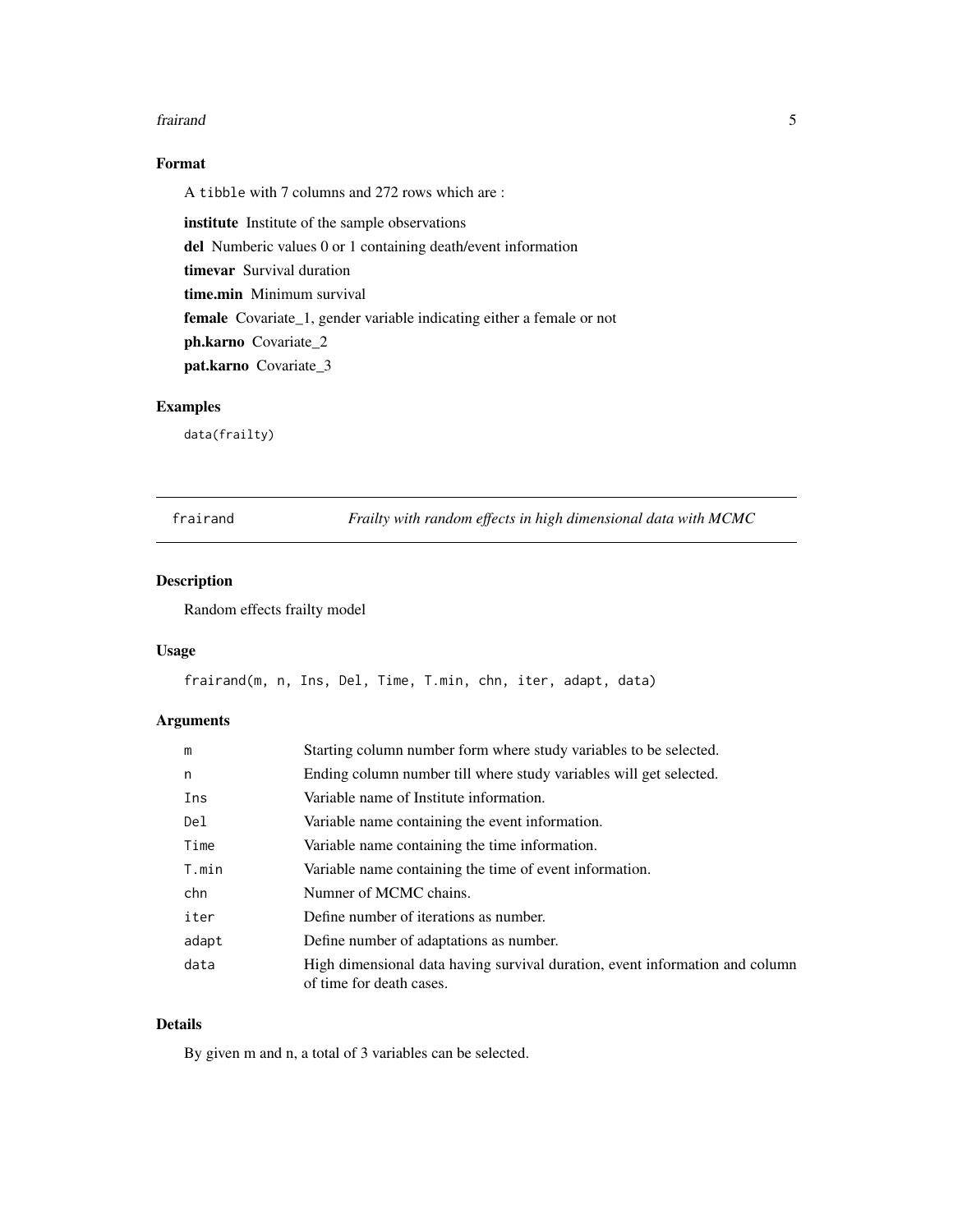## Format

A tibble with 7 columns and 272 rows which are :

**institute** Institute of the sample observations

**del** Numberic values 0 or 1 containing death/event information

**timevar** Survival duration

**time.min** Minimum survival

**female** Covariate_1, gender variable indicating either a female or not

**ph.karno** Covariate_2

**pat.karno** Covariate_3

## Examples

```
data(frailty)
```

---

# frairand — *Frailty with random effects in high dimensional data with MCMC*

## Description

Random effects frailty model

## Usage

```
frairand(m, n, Ins, Del, Time, T.min, chn, iter, adapt, data)
```

## Arguments

| | |
|---|---|
| `m` | Starting column number form where study variables to be selected. |
| `n` | Ending column number till where study variables will get selected. |
| `Ins` | Variable name of Institute information. |
| `Del` | Variable name containing the event information. |
| `Time` | Variable name containing the time information. |
| `T.min` | Variable name containing the time of event information. |
| `chn` | Numner of MCMC chains. |
| `iter` | Define number of iterations as number. |
| `adapt` | Define number of adaptations as number. |
| `data` | High dimensional data having survival duration, event information and column of time for death cases. |

## Details

By given m and n, a total of 3 variables can be selected.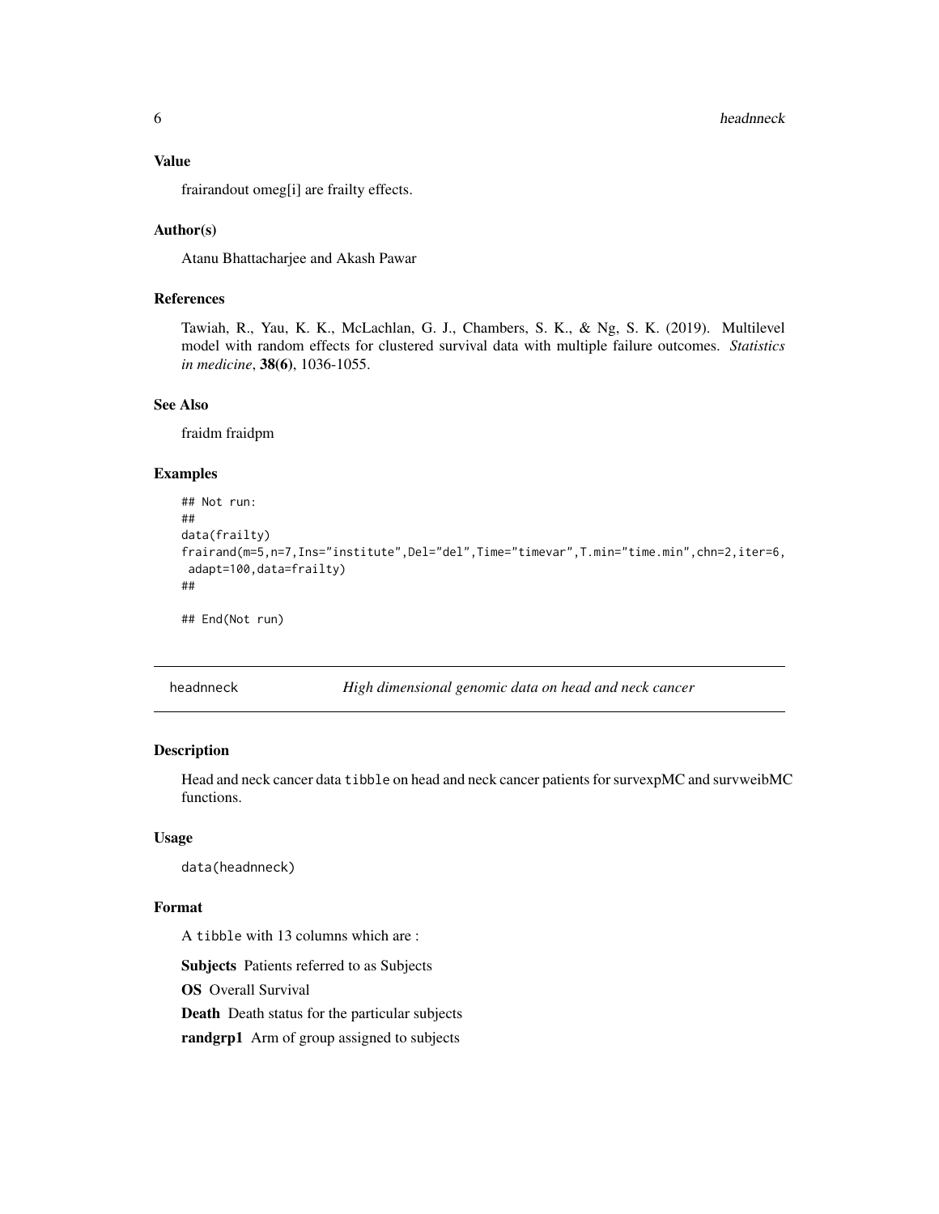## Value

frairandout omeg[i] are frailty effects.

## Author(s)

Atanu Bhattacharjee and Akash Pawar

## References

Tawiah, R., Yau, K. K., McLachlan, G. J., Chambers, S. K., & Ng, S. K. (2019). Multilevel model with random effects for clustered survival data with multiple failure outcomes. *Statistics in medicine*, **38(6)**, 1036-1055.

## See Also

fraidm fraidpm

## Examples

```
## Not run:
##
data(frailty)
frairand(m=5,n=7,Ins="institute",Del="del",Time="timevar",T.min="time.min",chn=2,iter=6,
 adapt=100,data=frailty)
##

## End(Not run)
```

---

# headnneck — *High dimensional genomic data on head and neck cancer*

## Description

Head and neck cancer data `tibble` on head and neck cancer patients for survexpMC and survweibMC functions.

## Usage

```
data(headnneck)
```

## Format

A `tibble` with 13 columns which are :

**Subjects** Patients referred to as Subjects

**OS** Overall Survival

**Death** Death status for the particular subjects

**randgrp1** Arm of group assigned to subjects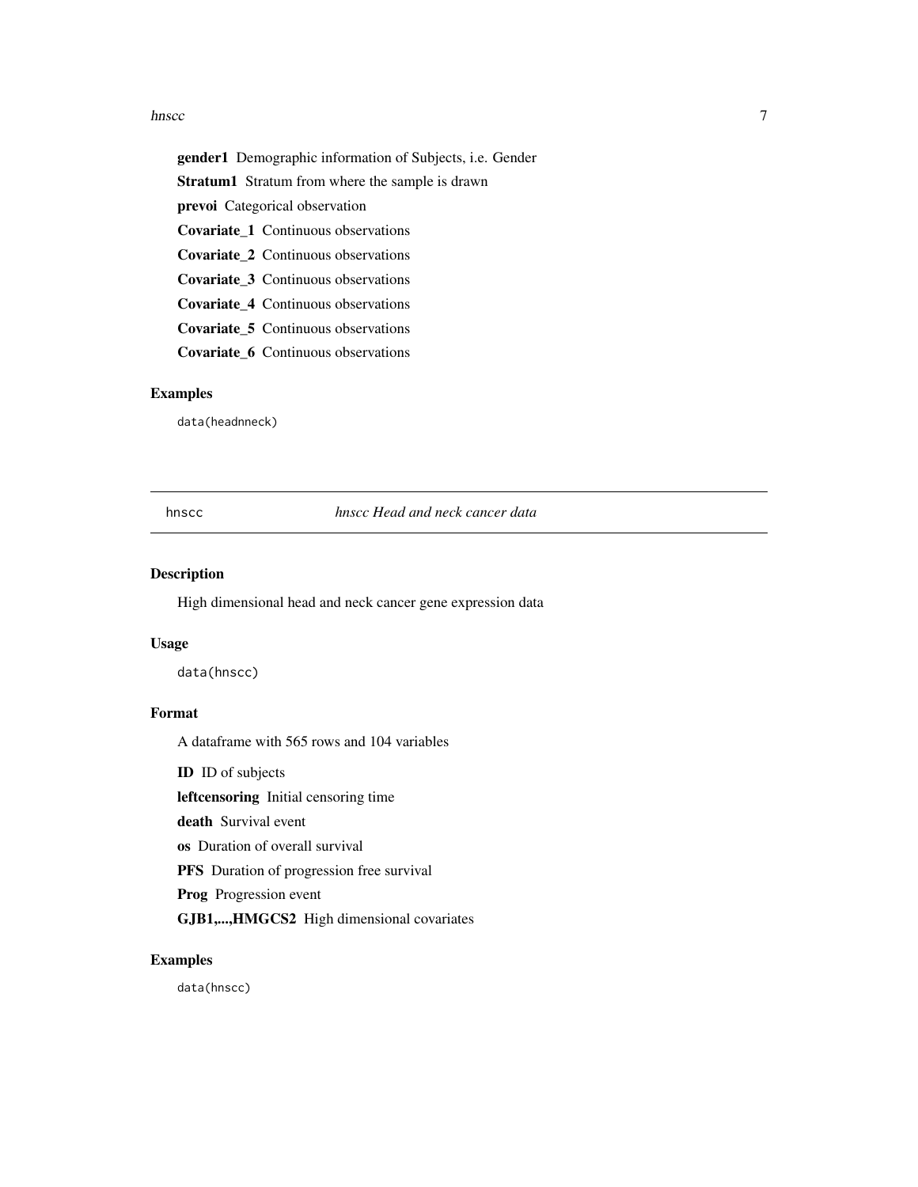**gender1** Demographic information of Subjects, i.e. Gender

**Stratum1** Stratum from where the sample is drawn

**prevoi** Categorical observation

**Covariate_1** Continuous observations

**Covariate_2** Continuous observations

**Covariate_3** Continuous observations

**Covariate_4** Continuous observations

**Covariate_5** Continuous observations

**Covariate_6** Continuous observations

### Examples

```
data(headnneck)
```

---

## hnscc *hnscc Head and neck cancer data*

### Description

High dimensional head and neck cancer gene expression data

### Usage

```
data(hnscc)
```

### Format

A dataframe with 565 rows and 104 variables

**ID** ID of subjects

**leftcensoring** Initial censoring time

**death** Survival event

**os** Duration of overall survival

**PFS** Duration of progression free survival

**Prog** Progression event

**GJB1,...,HMGCS2** High dimensional covariates

### Examples

```
data(hnscc)
```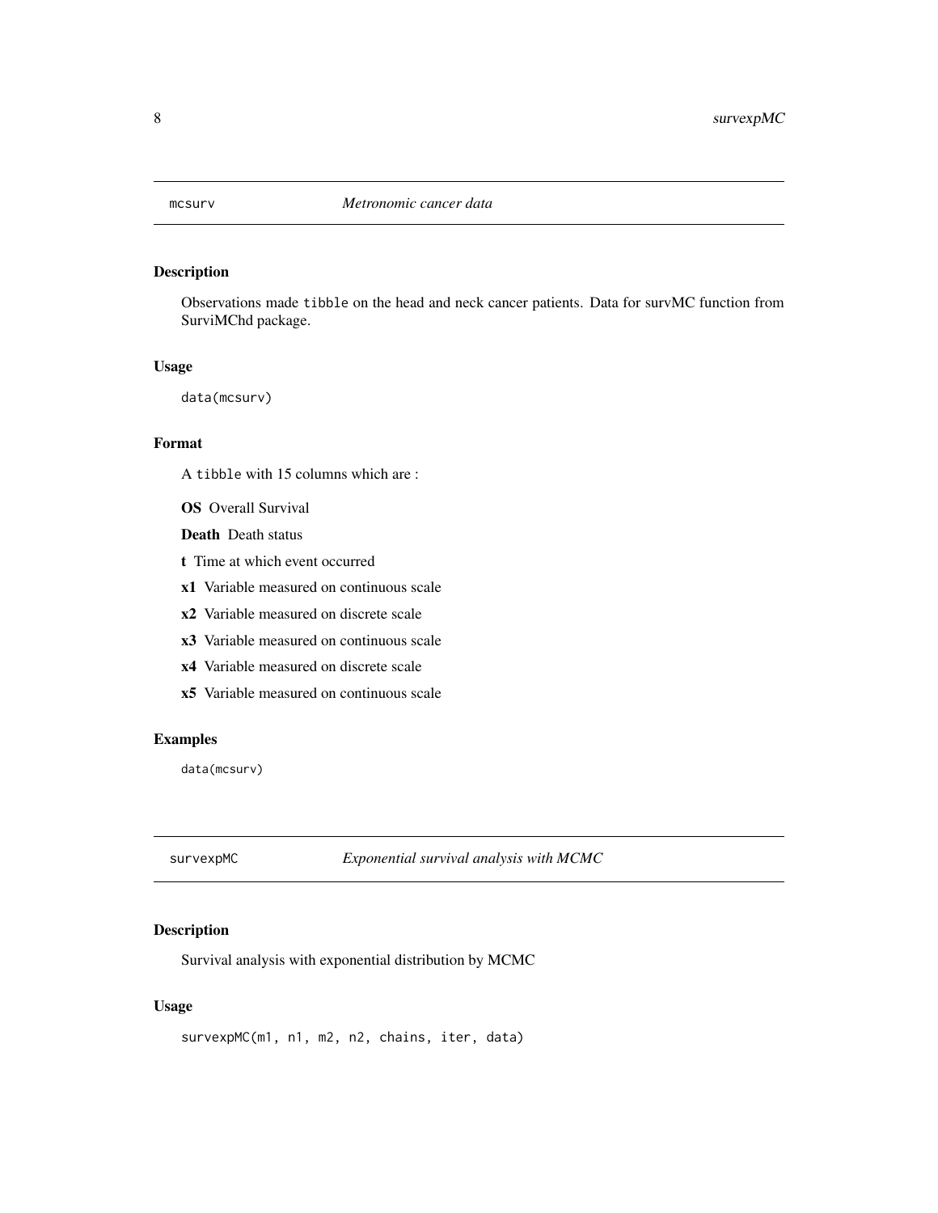## mcsurv *Metronomic cancer data*

### Description

Observations made tibble on the head and neck cancer patients. Data for survMC function from SurviMChd package.

### Usage

```
data(mcsurv)
```

### Format

A tibble with 15 columns which are :

**OS** Overall Survival

**Death** Death status

**t** Time at which event occurred

**x1** Variable measured on continuous scale

**x2** Variable measured on discrete scale

**x3** Variable measured on continuous scale

**x4** Variable measured on discrete scale

**x5** Variable measured on continuous scale

### Examples

```
data(mcsurv)
```

## survexpMC *Exponential survival analysis with MCMC*

### Description

Survival analysis with exponential distribution by MCMC

### Usage

```
survexpMC(m1, n1, m2, n2, chains, iter, data)
```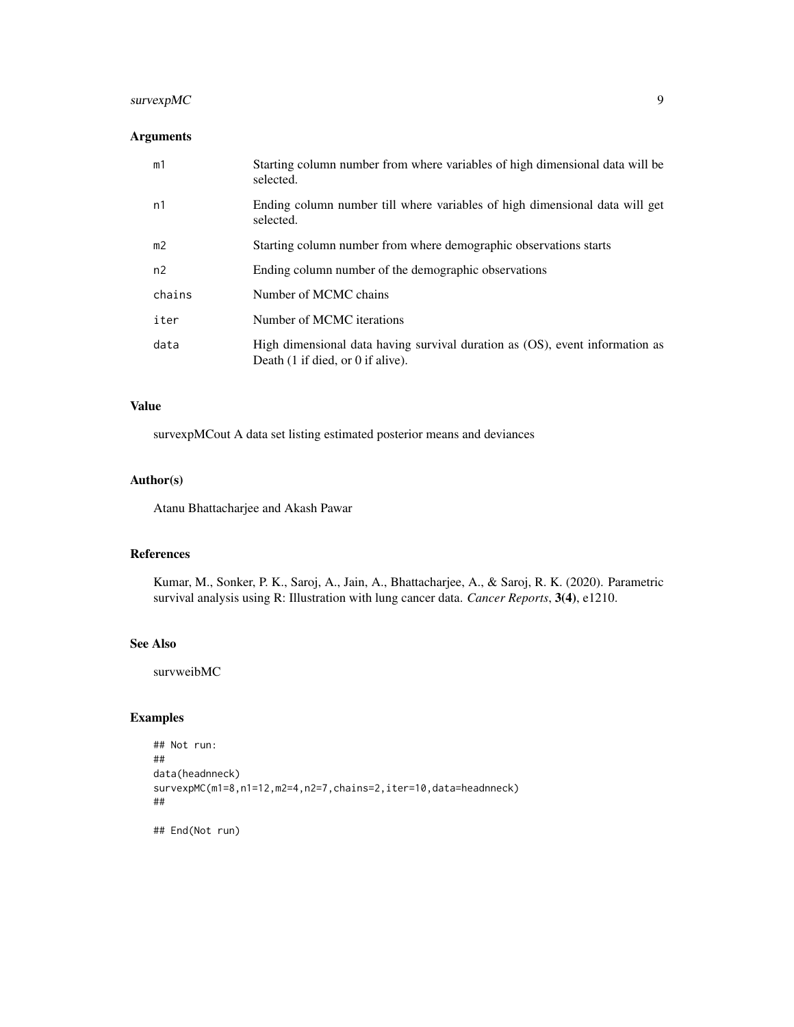## Arguments

| | |
|---|---|
| m1 | Starting column number from where variables of high dimensional data will be selected. |
| n1 | Ending column number till where variables of high dimensional data will get selected. |
| m2 | Starting column number from where demographic observations starts |
| n2 | Ending column number of the demographic observations |
| chains | Number of MCMC chains |
| iter | Number of MCMC iterations |
| data | High dimensional data having survival duration as (OS), event information as Death (1 if died, or 0 if alive). |

## Value

survexpMCout A data set listing estimated posterior means and deviances

## Author(s)

Atanu Bhattacharjee and Akash Pawar

## References

Kumar, M., Sonker, P. K., Saroj, A., Jain, A., Bhattacharjee, A., & Saroj, R. K. (2020). Parametric survival analysis using R: Illustration with lung cancer data. *Cancer Reports*, **3(4)**, e1210.

## See Also

survweibMC

## Examples

```
## Not run:
##
data(headnneck)
survexpMC(m1=8,n1=12,m2=4,n2=7,chains=2,iter=10,data=headnneck)
##

## End(Not run)
```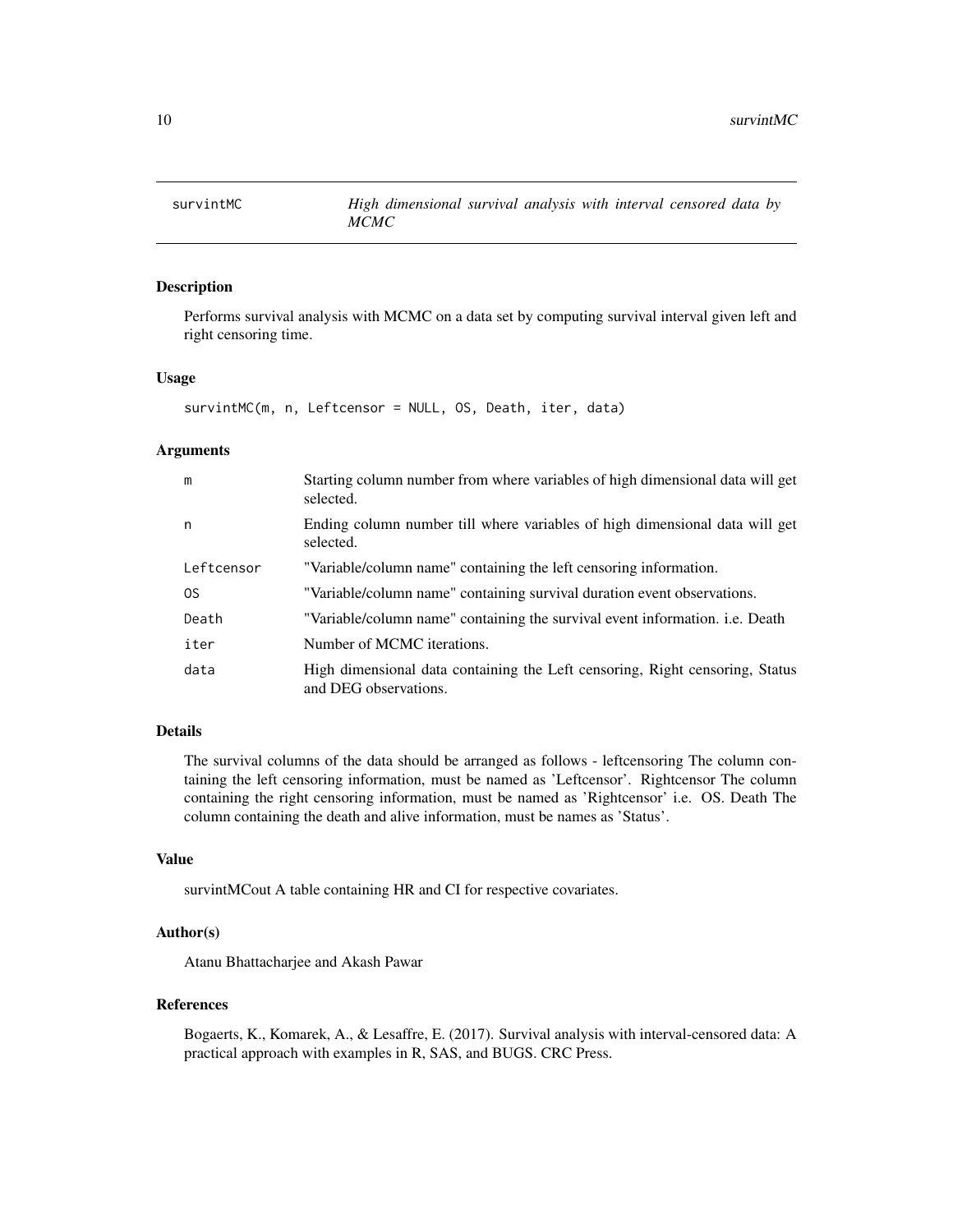# survintMC — *High dimensional survival analysis with interval censored data by MCMC*

## Description

Performs survival analysis with MCMC on a data set by computing survival interval given left and right censoring time.

## Usage

```
survintMC(m, n, Leftcensor = NULL, OS, Death, iter, data)
```

## Arguments

| | |
|---|---|
| m | Starting column number from where variables of high dimensional data will get selected. |
| n | Ending column number till where variables of high dimensional data will get selected. |
| Leftcensor | "Variable/column name" containing the left censoring information. |
| OS | "Variable/column name" containing survival duration event observations. |
| Death | "Variable/column name" containing the survival event information. i.e. Death |
| iter | Number of MCMC iterations. |
| data | High dimensional data containing the Left censoring, Right censoring, Status and DEG observations. |

## Details

The survival columns of the data should be arranged as follows - leftcensoring The column containing the left censoring information, must be named as 'Leftcensor'. Rightcensor The column containing the right censoring information, must be named as 'Rightcensor' i.e. OS. Death The column containing the death and alive information, must be names as 'Status'.

## Value

survintMCout A table containing HR and CI for respective covariates.

## Author(s)

Atanu Bhattacharjee and Akash Pawar

## References

Bogaerts, K., Komarek, A., & Lesaffre, E. (2017). Survival analysis with interval-censored data: A practical approach with examples in R, SAS, and BUGS. CRC Press.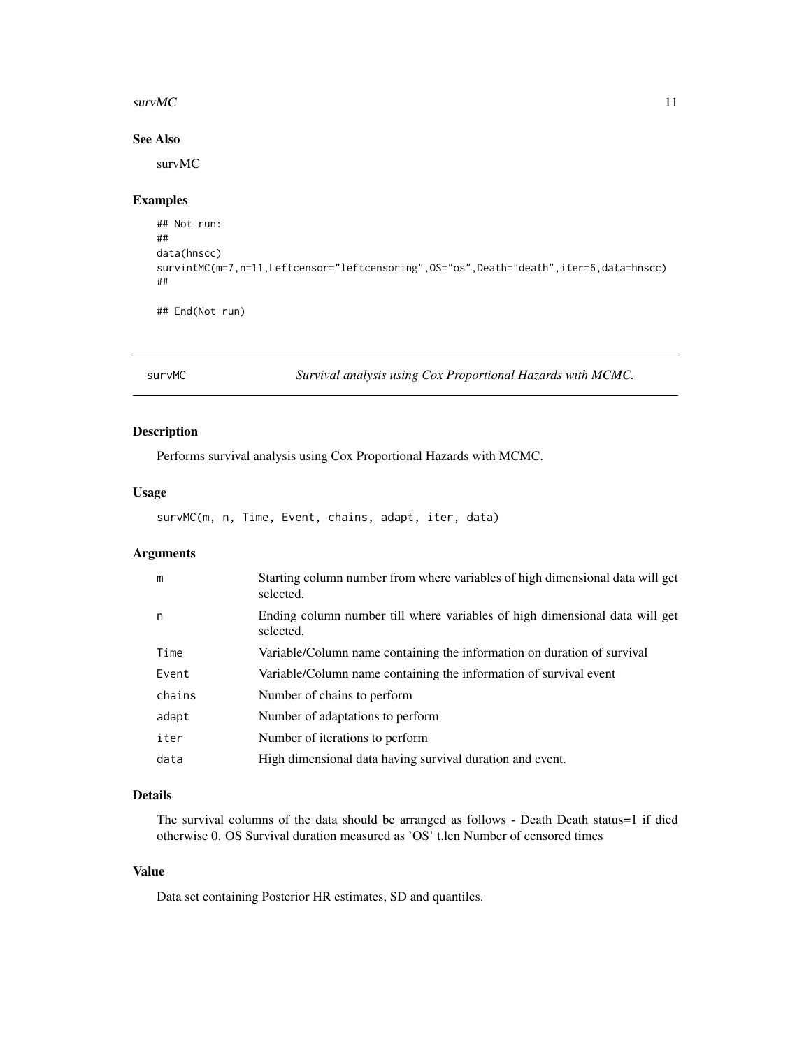## See Also

survMC

## Examples

```
## Not run:
##
data(hnscc)
survintMC(m=7,n=11,Leftcensor="leftcensoring",OS="os",Death="death",iter=6,data=hnscc)
##

## End(Not run)
```

---

# survMC *Survival analysis using Cox Proportional Hazards with MCMC.*

## Description

Performs survival analysis using Cox Proportional Hazards with MCMC.

## Usage

```
survMC(m, n, Time, Event, chains, adapt, iter, data)
```

## Arguments

| | |
|---|---|
| m | Starting column number from where variables of high dimensional data will get selected. |
| n | Ending column number till where variables of high dimensional data will get selected. |
| Time | Variable/Column name containing the information on duration of survival |
| Event | Variable/Column name containing the information of survival event |
| chains | Number of chains to perform |
| adapt | Number of adaptations to perform |
| iter | Number of iterations to perform |
| data | High dimensional data having survival duration and event. |

## Details

The survival columns of the data should be arranged as follows - Death Death status=1 if died otherwise 0. OS Survival duration measured as 'OS' t.len Number of censored times

## Value

Data set containing Posterior HR estimates, SD and quantiles.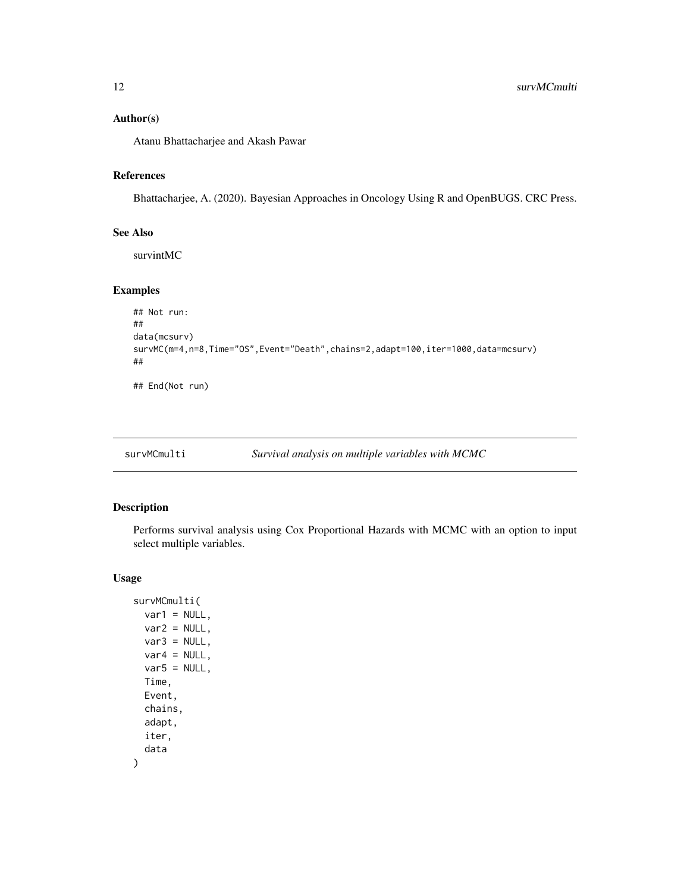### Author(s)

Atanu Bhattacharjee and Akash Pawar

### References

Bhattacharjee, A. (2020). Bayesian Approaches in Oncology Using R and OpenBUGS. CRC Press.

### See Also

survintMC

### Examples

```
## Not run:
##
data(mcsurv)
survMC(m=4,n=8,Time="OS",Event="Death",chains=2,adapt=100,iter=1000,data=mcsurv)
##

## End(Not run)
```

---

## survMCmulti &nbsp;&nbsp;&nbsp; *Survival analysis on multiple variables with MCMC*

---

### Description

Performs survival analysis using Cox Proportional Hazards with MCMC with an option to input select multiple variables.

### Usage

```
survMCmulti(
  var1 = NULL,
  var2 = NULL,
  var3 = NULL,
  var4 = NULL,
  var5 = NULL,
  Time,
  Event,
  chains,
  adapt,
  iter,
  data
)
```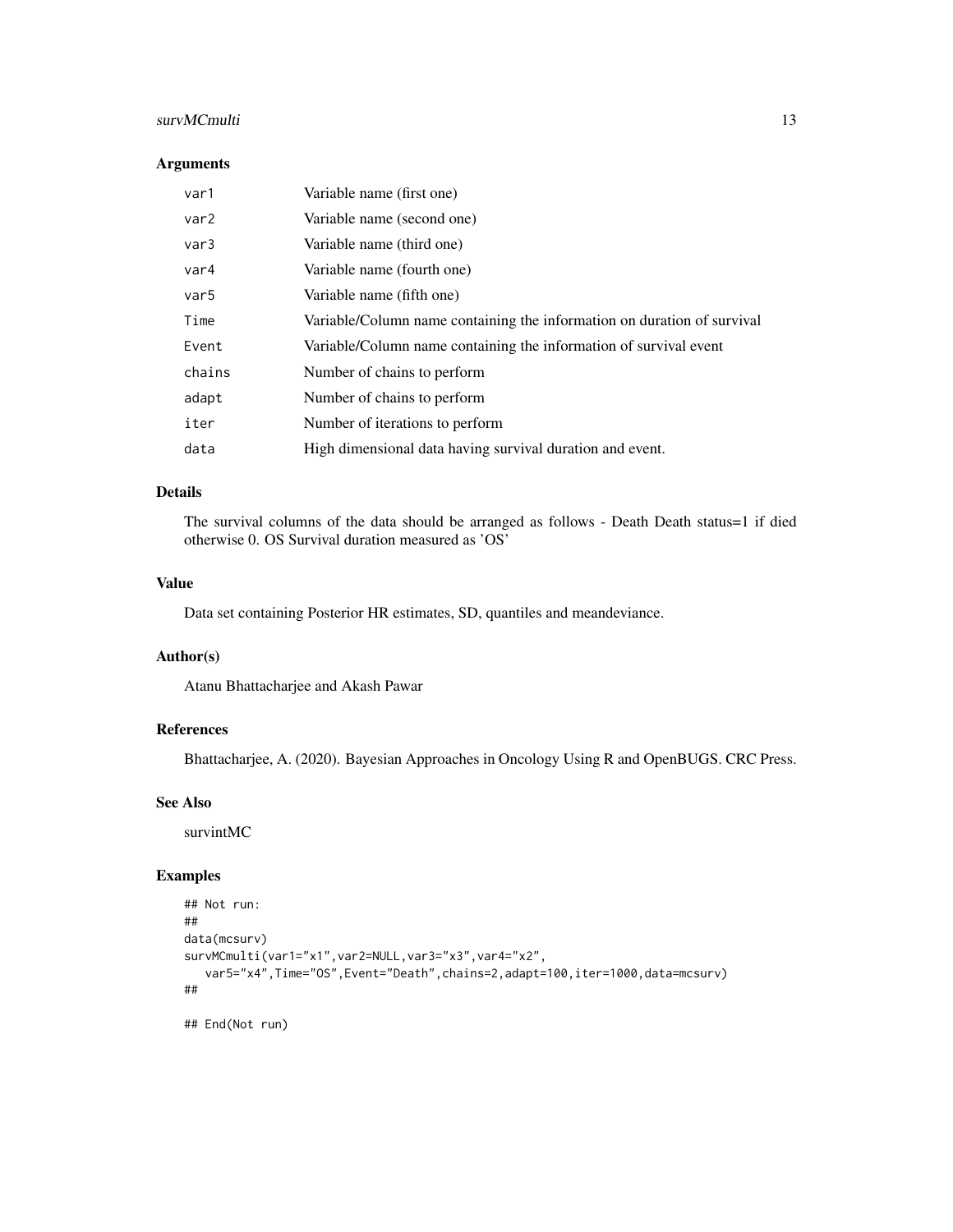## Arguments

| | |
|---|---|
| var1 | Variable name (first one) |
| var2 | Variable name (second one) |
| var3 | Variable name (third one) |
| var4 | Variable name (fourth one) |
| var5 | Variable name (fifth one) |
| Time | Variable/Column name containing the information on duration of survival |
| Event | Variable/Column name containing the information of survival event |
| chains | Number of chains to perform |
| adapt | Number of chains to perform |
| iter | Number of iterations to perform |
| data | High dimensional data having survival duration and event. |

## Details

The survival columns of the data should be arranged as follows - Death Death status=1 if died otherwise 0. OS Survival duration measured as 'OS'

## Value

Data set containing Posterior HR estimates, SD, quantiles and meandeviance.

## Author(s)

Atanu Bhattacharjee and Akash Pawar

## References

Bhattacharjee, A. (2020). Bayesian Approaches in Oncology Using R and OpenBUGS. CRC Press.

## See Also

survintMC

## Examples

```
## Not run:
##
data(mcsurv)
survMCmulti(var1="x1",var2=NULL,var3="x3",var4="x2",
   var5="x4",Time="OS",Event="Death",chains=2,adapt=100,iter=1000,data=mcsurv)
##

## End(Not run)
```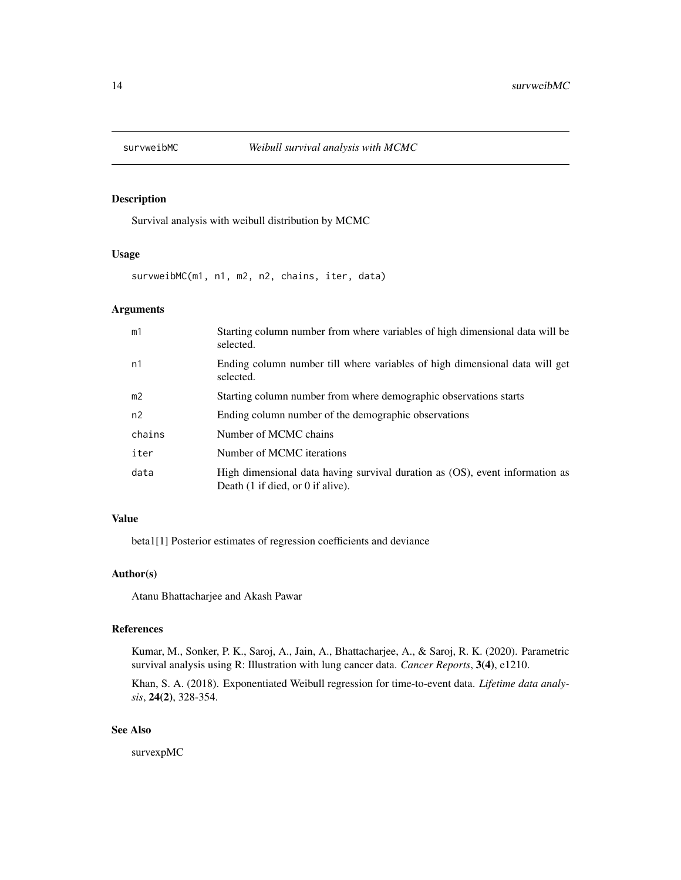# survweibMC — *Weibull survival analysis with MCMC*

## Description

Survival analysis with weibull distribution by MCMC

## Usage

```
survweibMC(m1, n1, m2, n2, chains, iter, data)
```

## Arguments

| | |
|---|---|
| m1 | Starting column number from where variables of high dimensional data will be selected. |
| n1 | Ending column number till where variables of high dimensional data will get selected. |
| m2 | Starting column number from where demographic observations starts |
| n2 | Ending column number of the demographic observations |
| chains | Number of MCMC chains |
| iter | Number of MCMC iterations |
| data | High dimensional data having survival duration as (OS), event information as Death (1 if died, or 0 if alive). |

## Value

beta1[1] Posterior estimates of regression coefficients and deviance

## Author(s)

Atanu Bhattacharjee and Akash Pawar

## References

Kumar, M., Sonker, P. K., Saroj, A., Jain, A., Bhattacharjee, A., & Saroj, R. K. (2020). Parametric survival analysis using R: Illustration with lung cancer data. *Cancer Reports*, **3(4)**, e1210.

Khan, S. A. (2018). Exponentiated Weibull regression for time-to-event data. *Lifetime data analysis*, **24(2)**, 328-354.

## See Also

survexpMC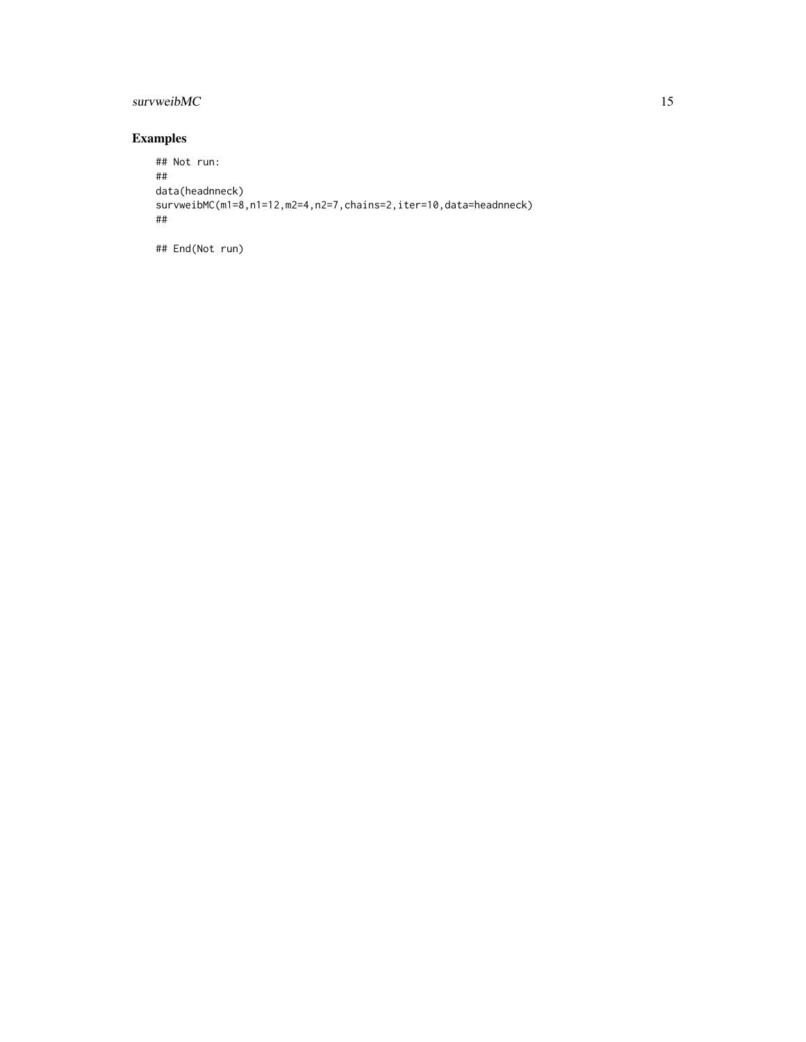## Examples

```
## Not run:
##
data(headnneck)
survweibMC(m1=8,n1=12,m2=4,n2=7,chains=2,iter=10,data=headnneck)
##

## End(Not run)
```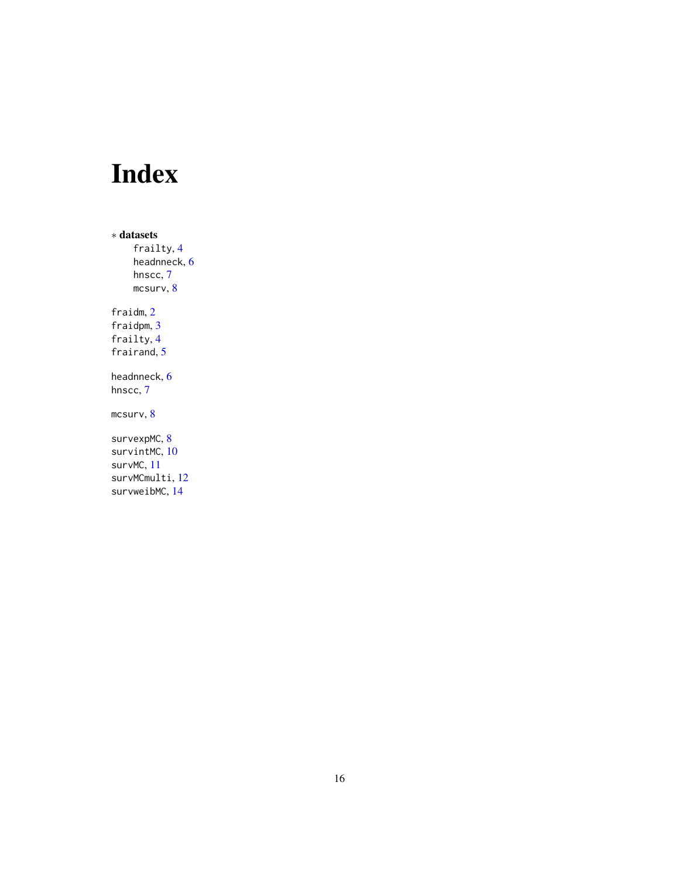# Index

∗ **datasets**

- frailty, 4
- headnneck, 6
- hnscc, 7
- mcsurv, 8

fraidm, 2
fraidpm, 3
frailty, 4
fairand, 5

headnneck, 6
hnscc, 7

mcsurv, 8

survexpMC, 8
survintMC, 10
survMC, 11
survMCmulti, 12
survweibMC, 14